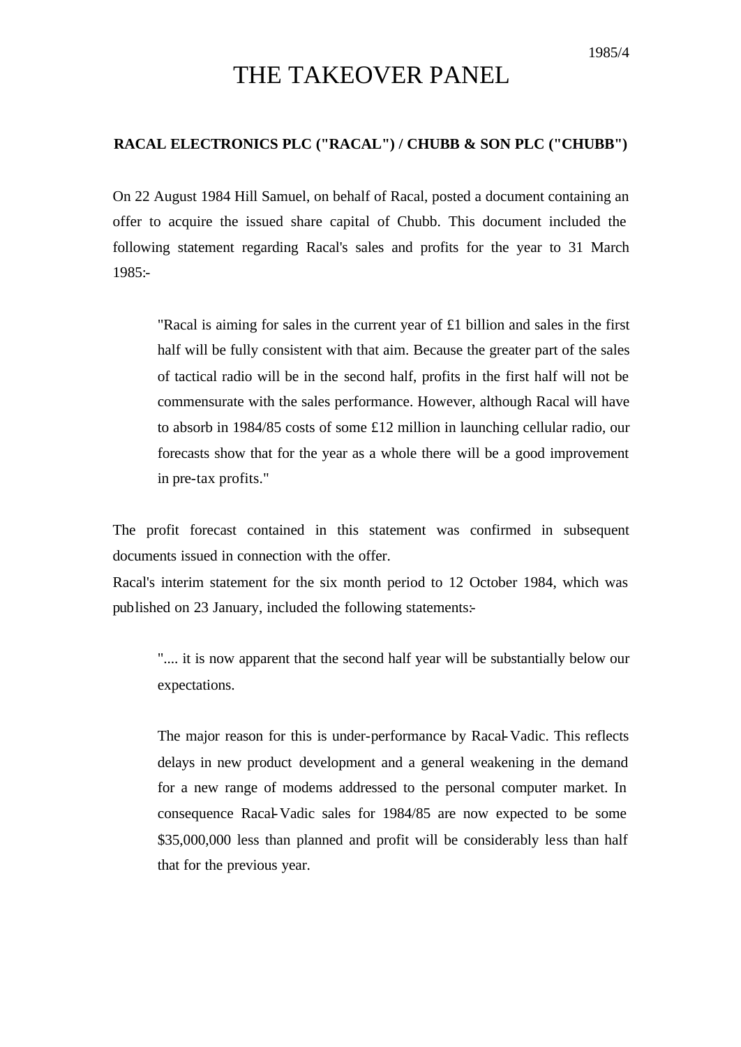1985/4

# THE TAKEOVER PANEL

**RACAL ELECTRONICS PLC ("RACAL") / CHUBB & SON PLC ("CHUBB")**

On 22 August 1984 Hill Samuel, on behalf of Racal, posted a document containing an offer to acquire the issued share capital of Chubb. This document included the following statement regarding Racal's sales and profits for the year to 31 March 1985:-

> "Racal is aiming for sales in the current year of £1 billion and sales in the first half will be fully consistent with that aim. Because the greater part of the sales of tactical radio will be in the second half, profits in the first half will not be commensurate with the sales performance. However, although Racal will have to absorb in 1984/85 costs of some £12 million in launching cellular radio, our forecasts show that for the year as a whole there will be a good improvement in pre-tax profits."

The profit forecast contained in this statement was confirmed in subsequent documents issued in connection with the offer.

Racal's interim statement for the six month period to 12 October 1984, which was published on 23 January, included the following statements:-

> ".... it is now apparent that the second half year will be substantially below our expectations.
>
> The major reason for this is under-performance by Racal-Vadic. This reflects delays in new product development and a general weakening in the demand for a new range of modems addressed to the personal computer market. In consequence Racal-Vadic sales for 1984/85 are now expected to be some $35,000,000 less than planned and profit will be considerably less than half that for the previous year.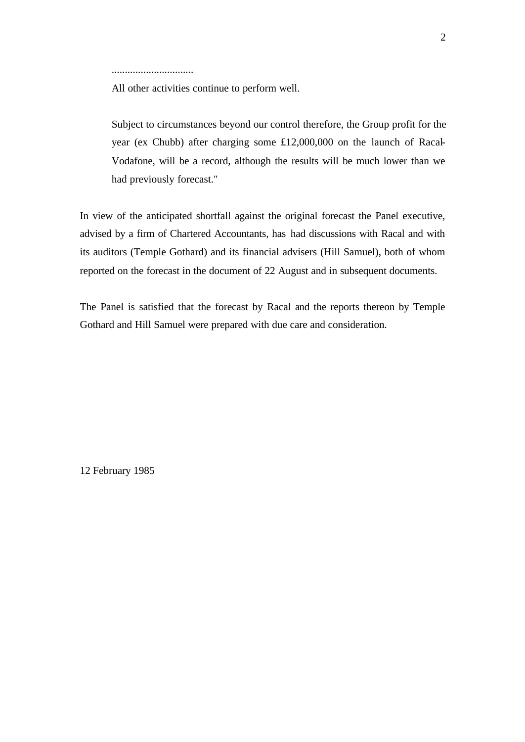> ...............................
>
> All other activities continue to perform well.
>
> Subject to circumstances beyond our control therefore, the Group profit for the year (ex Chubb) after charging some £12,000,000 on the launch of Racal-Vodafone, will be a record, although the results will be much lower than we had previously forecast."

In view of the anticipated shortfall against the original forecast the Panel executive, advised by a firm of Chartered Accountants, has had discussions with Racal and with its auditors (Temple Gothard) and its financial advisers (Hill Samuel), both of whom reported on the forecast in the document of 22 August and in subsequent documents.

The Panel is satisfied that the forecast by Racal and the reports thereon by Temple Gothard and Hill Samuel were prepared with due care and consideration.

12 February 1985